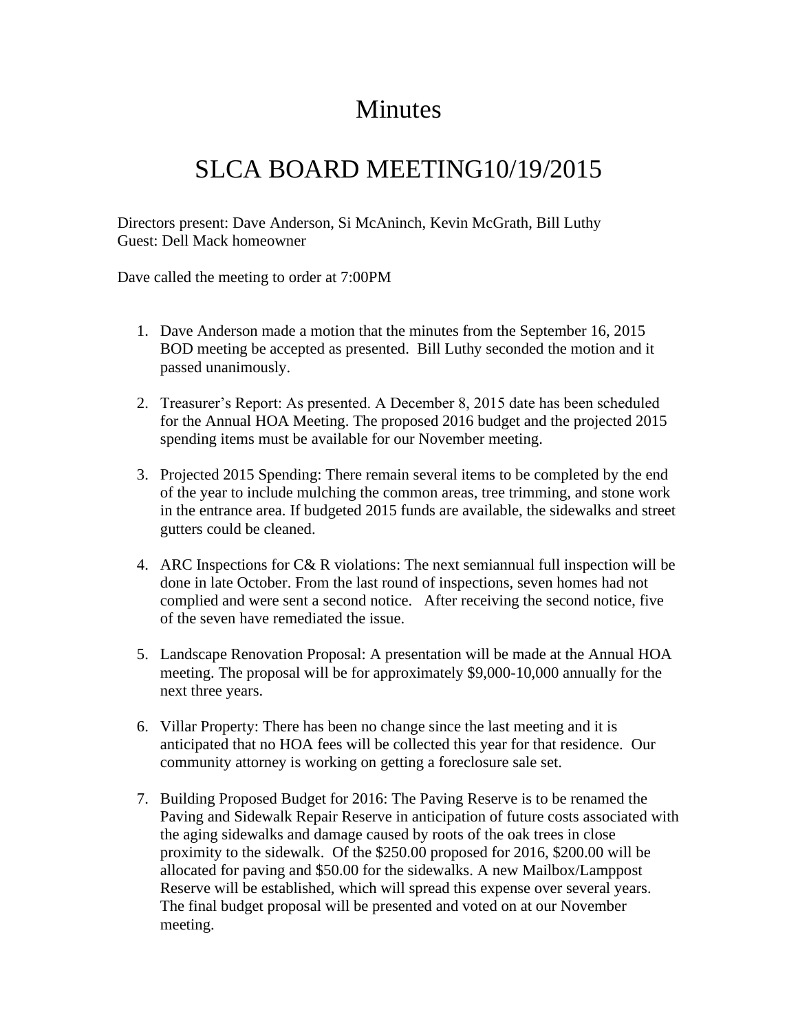# Minutes

# SLCA BOARD MEETING10/19/2015

Directors present: Dave Anderson, Si McAninch, Kevin McGrath, Bill Luthy
Guest: Dell Mack homeowner

Dave called the meeting to order at 7:00PM

1. Dave Anderson made a motion that the minutes from the September 16, 2015 BOD meeting be accepted as presented. Bill Luthy seconded the motion and it passed unanimously.

2. Treasurer's Report: As presented. A December 8, 2015 date has been scheduled for the Annual HOA Meeting. The proposed 2016 budget and the projected 2015 spending items must be available for our November meeting.

3. Projected 2015 Spending: There remain several items to be completed by the end of the year to include mulching the common areas, tree trimming, and stone work in the entrance area. If budgeted 2015 funds are available, the sidewalks and street gutters could be cleaned.

4. ARC Inspections for C& R violations: The next semiannual full inspection will be done in late October. From the last round of inspections, seven homes had not complied and were sent a second notice. After receiving the second notice, five of the seven have remediated the issue.

5. Landscape Renovation Proposal: A presentation will be made at the Annual HOA meeting. The proposal will be for approximately $9,000-10,000 annually for the next three years.

6. Villar Property: There has been no change since the last meeting and it is anticipated that no HOA fees will be collected this year for that residence. Our community attorney is working on getting a foreclosure sale set.

7. Building Proposed Budget for 2016: The Paving Reserve is to be renamed the Paving and Sidewalk Repair Reserve in anticipation of future costs associated with the aging sidewalks and damage caused by roots of the oak trees in close proximity to the sidewalk. Of the $250.00 proposed for 2016, $200.00 will be allocated for paving and $50.00 for the sidewalks. A new Mailbox/Lamppost Reserve will be established, which will spread this expense over several years. The final budget proposal will be presented and voted on at our November meeting.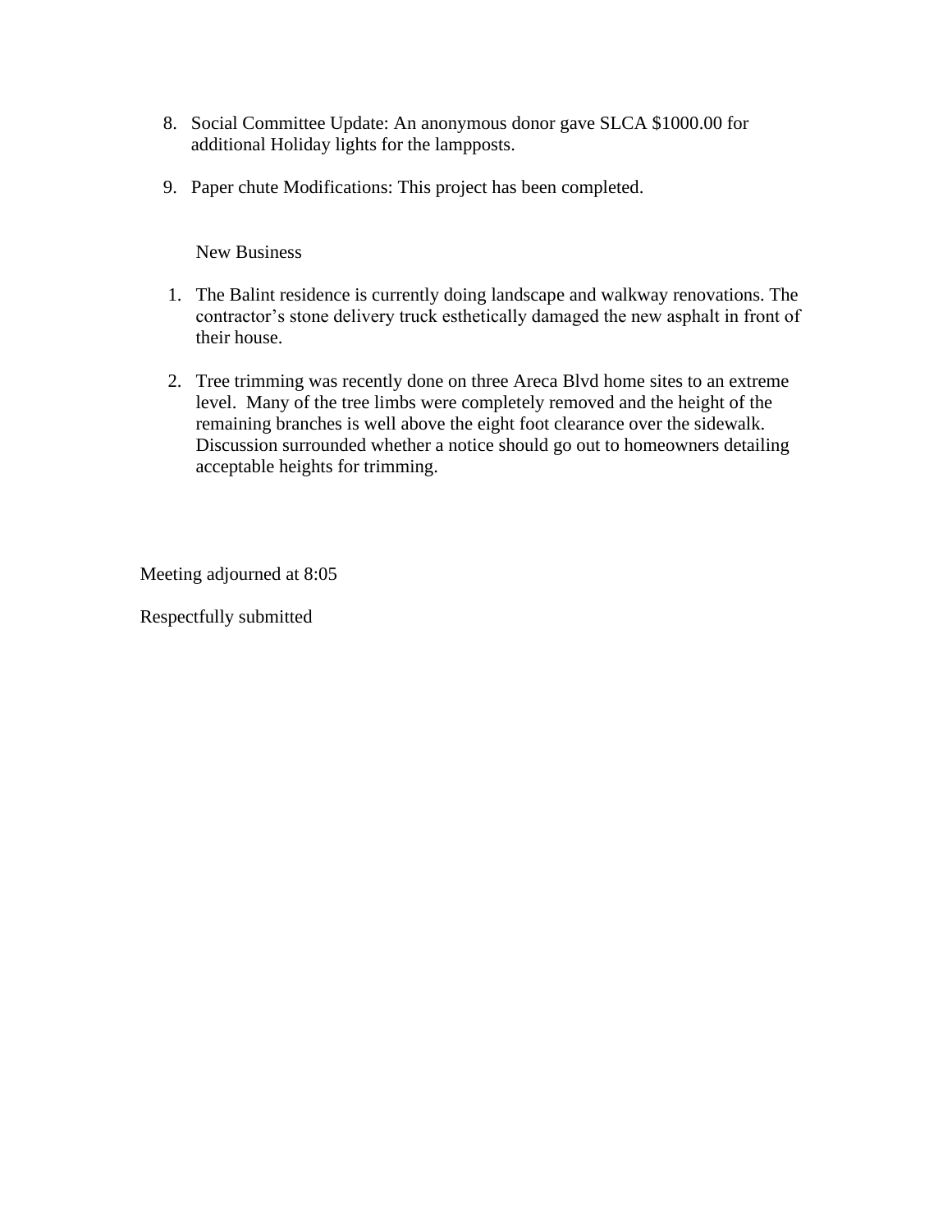8. Social Committee Update: An anonymous donor gave SLCA $1000.00 for additional Holiday lights for the lampposts.

9. Paper chute Modifications: This project has been completed.

New Business

1. The Balint residence is currently doing landscape and walkway renovations. The contractor's stone delivery truck esthetically damaged the new asphalt in front of their house.

2. Tree trimming was recently done on three Areca Blvd home sites to an extreme level. Many of the tree limbs were completely removed and the height of the remaining branches is well above the eight foot clearance over the sidewalk. Discussion surrounded whether a notice should go out to homeowners detailing acceptable heights for trimming.

Meeting adjourned at 8:05

Respectfully submitted